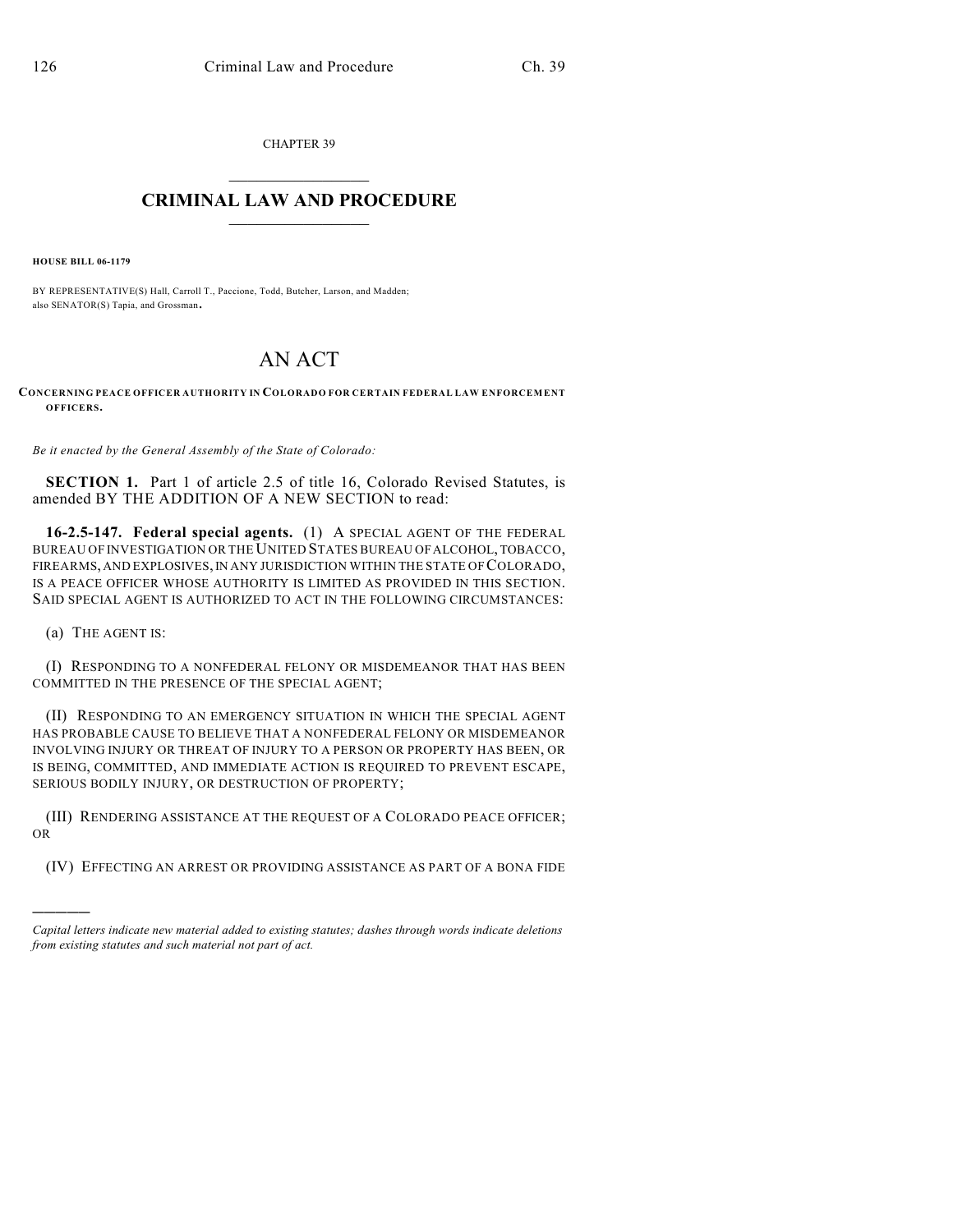CHAPTER 39

# CRIMINAL LAW AND PROCEDURE

**HOUSE BILL 06-1179**

BY REPRESENTATIVE(S) Hall, Carroll T., Paccione, Todd, Butcher, Larson, and Madden;
also SENATOR(S) Tapia, and Grossman.

# AN ACT

**CONCERNING PEACE OFFICER AUTHORITY IN COLORADO FOR CERTAIN FEDERAL LAW ENFORCEMENT OFFICERS.**

*Be it enacted by the General Assembly of the State of Colorado:*

**SECTION 1.** Part 1 of article 2.5 of title 16, Colorado Revised Statutes, is amended BY THE ADDITION OF A NEW SECTION to read:

**16-2.5-147. Federal special agents.** (1) A SPECIAL AGENT OF THE FEDERAL BUREAU OF INVESTIGATION OR THE UNITED STATES BUREAU OF ALCOHOL, TOBACCO, FIREARMS, AND EXPLOSIVES, IN ANY JURISDICTION WITHIN THE STATE OF COLORADO, IS A PEACE OFFICER WHOSE AUTHORITY IS LIMITED AS PROVIDED IN THIS SECTION. SAID SPECIAL AGENT IS AUTHORIZED TO ACT IN THE FOLLOWING CIRCUMSTANCES:

(a) THE AGENT IS:

(I) RESPONDING TO A NONFEDERAL FELONY OR MISDEMEANOR THAT HAS BEEN COMMITTED IN THE PRESENCE OF THE SPECIAL AGENT;

(II) RESPONDING TO AN EMERGENCY SITUATION IN WHICH THE SPECIAL AGENT HAS PROBABLE CAUSE TO BELIEVE THAT A NONFEDERAL FELONY OR MISDEMEANOR INVOLVING INJURY OR THREAT OF INJURY TO A PERSON OR PROPERTY HAS BEEN, OR IS BEING, COMMITTED, AND IMMEDIATE ACTION IS REQUIRED TO PREVENT ESCAPE, SERIOUS BODILY INJURY, OR DESTRUCTION OF PROPERTY;

(III) RENDERING ASSISTANCE AT THE REQUEST OF A COLORADO PEACE OFFICER; OR

(IV) EFFECTING AN ARREST OR PROVIDING ASSISTANCE AS PART OF A BONA FIDE

---

*Capital letters indicate new material added to existing statutes; dashes through words indicate deletions from existing statutes and such material not part of act.*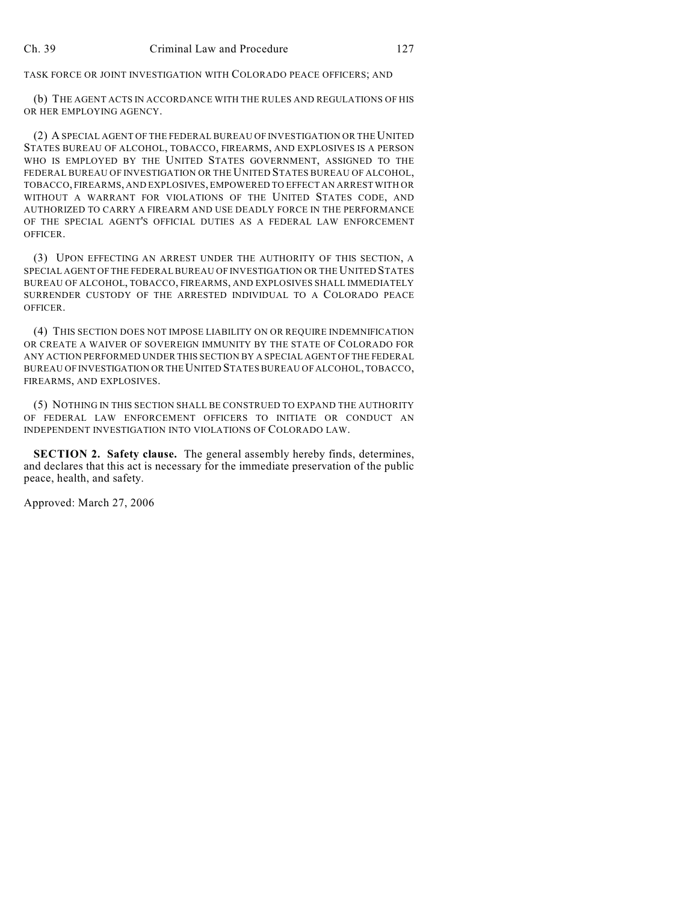TASK FORCE OR JOINT INVESTIGATION WITH COLORADO PEACE OFFICERS; AND

(b) THE AGENT ACTS IN ACCORDANCE WITH THE RULES AND REGULATIONS OF HIS OR HER EMPLOYING AGENCY.

(2) A SPECIAL AGENT OF THE FEDERAL BUREAU OF INVESTIGATION OR THE UNITED STATES BUREAU OF ALCOHOL, TOBACCO, FIREARMS, AND EXPLOSIVES IS A PERSON WHO IS EMPLOYED BY THE UNITED STATES GOVERNMENT, ASSIGNED TO THE FEDERAL BUREAU OF INVESTIGATION OR THE UNITED STATES BUREAU OF ALCOHOL, TOBACCO, FIREARMS, AND EXPLOSIVES, EMPOWERED TO EFFECT AN ARREST WITH OR WITHOUT A WARRANT FOR VIOLATIONS OF THE UNITED STATES CODE, AND AUTHORIZED TO CARRY A FIREARM AND USE DEADLY FORCE IN THE PERFORMANCE OF THE SPECIAL AGENT'S OFFICIAL DUTIES AS A FEDERAL LAW ENFORCEMENT OFFICER.

(3) UPON EFFECTING AN ARREST UNDER THE AUTHORITY OF THIS SECTION, A SPECIAL AGENT OF THE FEDERAL BUREAU OF INVESTIGATION OR THE UNITED STATES BUREAU OF ALCOHOL, TOBACCO, FIREARMS, AND EXPLOSIVES SHALL IMMEDIATELY SURRENDER CUSTODY OF THE ARRESTED INDIVIDUAL TO A COLORADO PEACE OFFICER.

(4) THIS SECTION DOES NOT IMPOSE LIABILITY ON OR REQUIRE INDEMNIFICATION OR CREATE A WAIVER OF SOVEREIGN IMMUNITY BY THE STATE OF COLORADO FOR ANY ACTION PERFORMED UNDER THIS SECTION BY A SPECIAL AGENT OF THE FEDERAL BUREAU OF INVESTIGATION OR THE UNITED STATES BUREAU OF ALCOHOL, TOBACCO, FIREARMS, AND EXPLOSIVES.

(5) NOTHING IN THIS SECTION SHALL BE CONSTRUED TO EXPAND THE AUTHORITY OF FEDERAL LAW ENFORCEMENT OFFICERS TO INITIATE OR CONDUCT AN INDEPENDENT INVESTIGATION INTO VIOLATIONS OF COLORADO LAW.

**SECTION 2. Safety clause.** The general assembly hereby finds, determines, and declares that this act is necessary for the immediate preservation of the public peace, health, and safety.

Approved: March 27, 2006